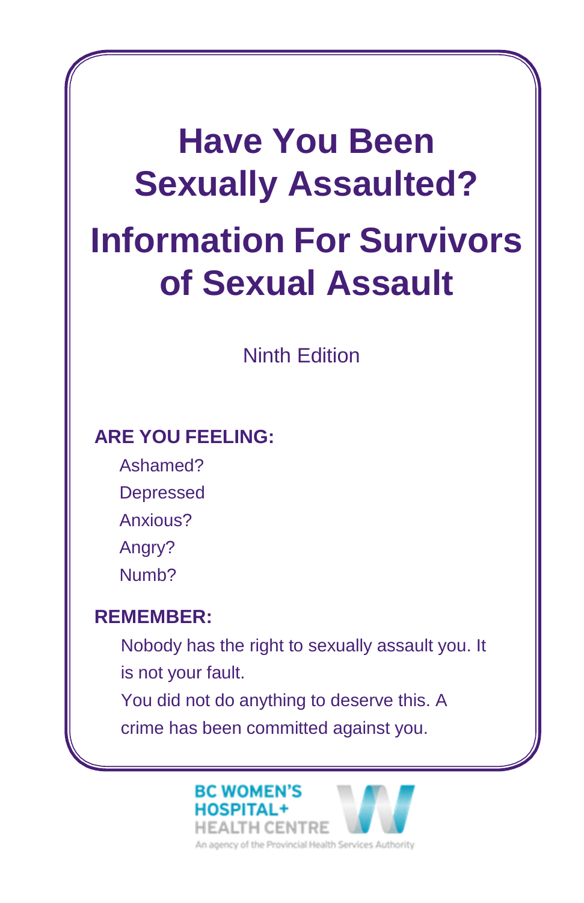# Have You Been Sexually Assaulted?

# Information For Survivors of Sexual Assault

Ninth Edition

**ARE YOU FEELING:**

Ashamed?

Depressed

Anxious?

Angry?

Numb?

**REMEMBER:**

Nobody has the right to sexually assault you. It is not your fault.

You did not do anything to deserve this. A crime has been committed against you.

BC WOMEN'S HOSPITAL+ HEALTH CENTRE

An agency of the Provincial Health Services Authority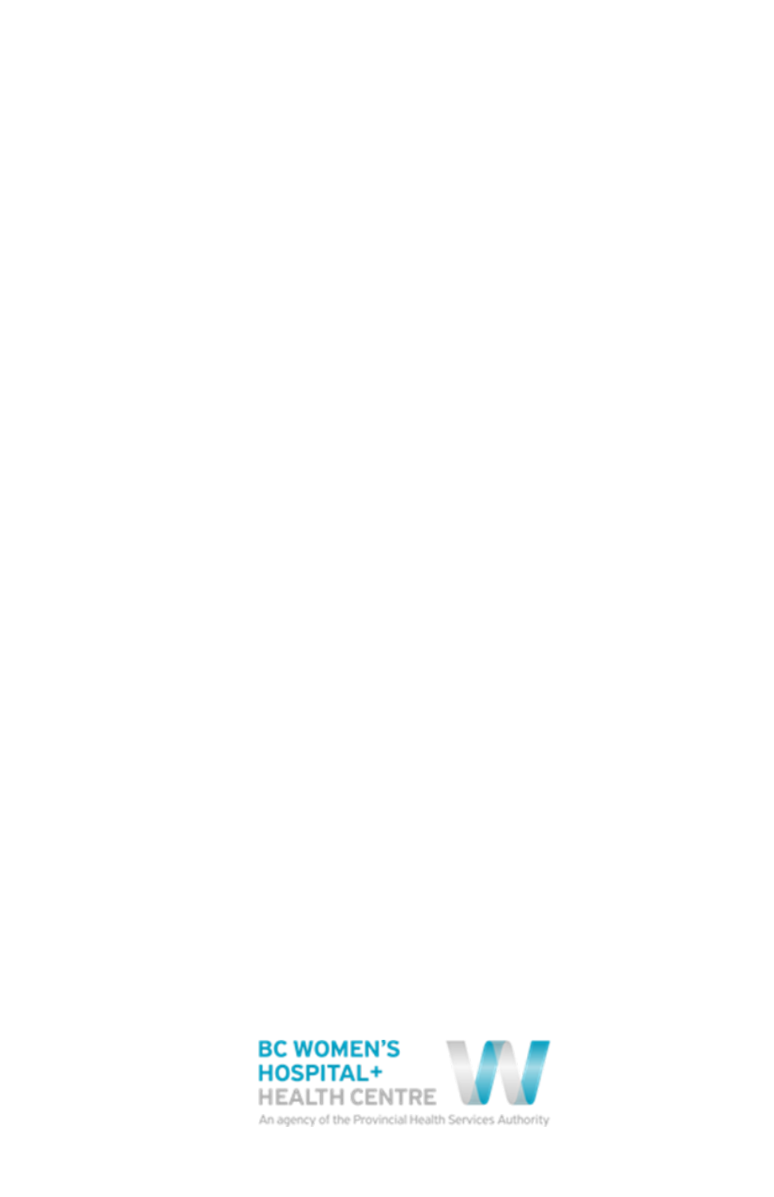BC WOMEN'S HOSPITAL+ HEALTH CENTRE

An agency of the Provincial Health Services Authority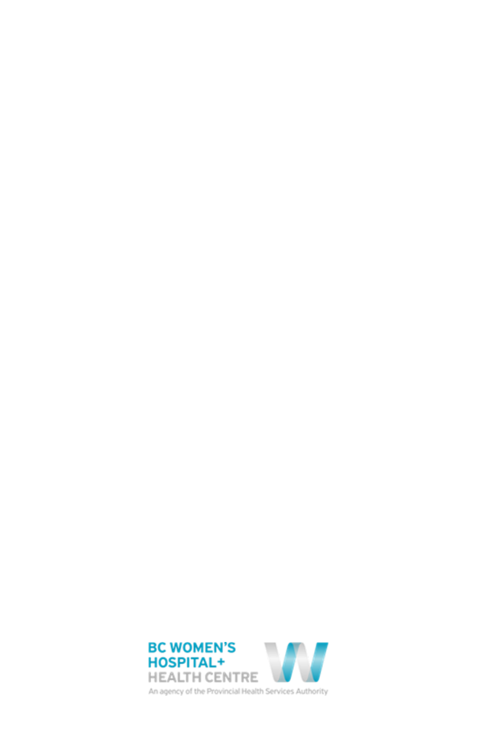BC WOMEN'S HOSPITAL+ HEALTH CENTRE

An agency of the Provincial Health Services Authority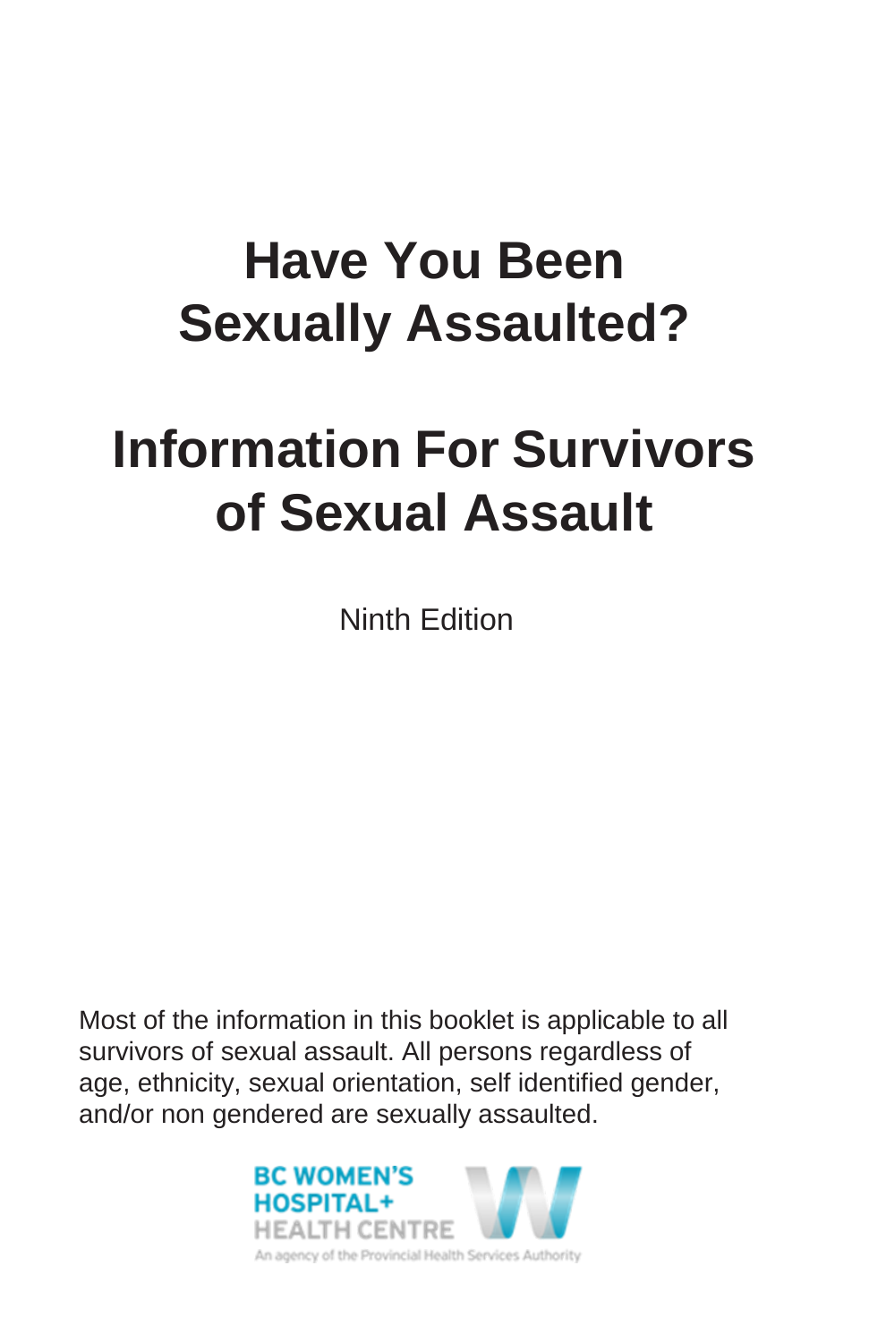# Have You Been Sexually Assaulted?

# Information For Survivors of Sexual Assault

Ninth Edition

Most of the information in this booklet is applicable to all survivors of sexual assault. All persons regardless of age, ethnicity, sexual orientation, self identified gender, and/or non gendered are sexually assaulted.

BC WOMEN'S HOSPITAL+ HEALTH CENTRE

An agency of the Provincial Health Services Authority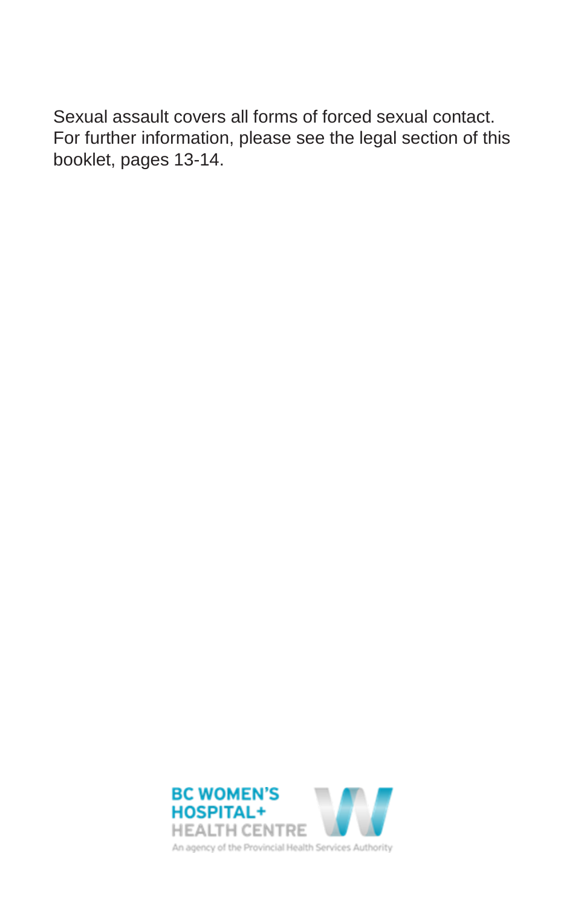Sexual assault covers all forms of forced sexual contact. For further information, please see the legal section of this booklet, pages 13-14.

BC WOMEN'S HOSPITAL+ HEALTH CENTRE

An agency of the Provincial Health Services Authority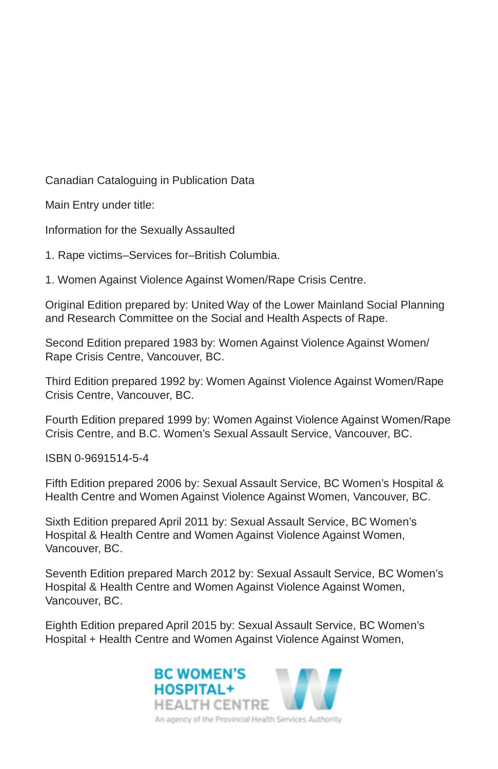Canadian Cataloguing in Publication Data

Main Entry under title:

Information for the Sexually Assaulted

1. Rape victims–Services for–British Columbia.

1. Women Against Violence Against Women/Rape Crisis Centre.

Original Edition prepared by: United Way of the Lower Mainland Social Planning and Research Committee on the Social and Health Aspects of Rape.

Second Edition prepared 1983 by: Women Against Violence Against Women/ Rape Crisis Centre, Vancouver, BC.

Third Edition prepared 1992 by: Women Against Violence Against Women/Rape Crisis Centre, Vancouver, BC.

Fourth Edition prepared 1999 by: Women Against Violence Against Women/Rape Crisis Centre, and B.C. Women's Sexual Assault Service, Vancouver, BC.

ISBN 0-9691514-5-4

Fifth Edition prepared 2006 by: Sexual Assault Service, BC Women's Hospital & Health Centre and Women Against Violence Against Women, Vancouver, BC.

Sixth Edition prepared April 2011 by: Sexual Assault Service, BC Women's Hospital & Health Centre and Women Against Violence Against Women, Vancouver, BC.

Seventh Edition prepared March 2012 by: Sexual Assault Service, BC Women's Hospital & Health Centre and Women Against Violence Against Women, Vancouver, BC.

Eighth Edition prepared April 2015 by: Sexual Assault Service, BC Women's Hospital + Health Centre and Women Against Violence Against Women,

BC WOMEN'S HOSPITAL+ HEALTH CENTRE

An agency of the Provincial Health Services Authority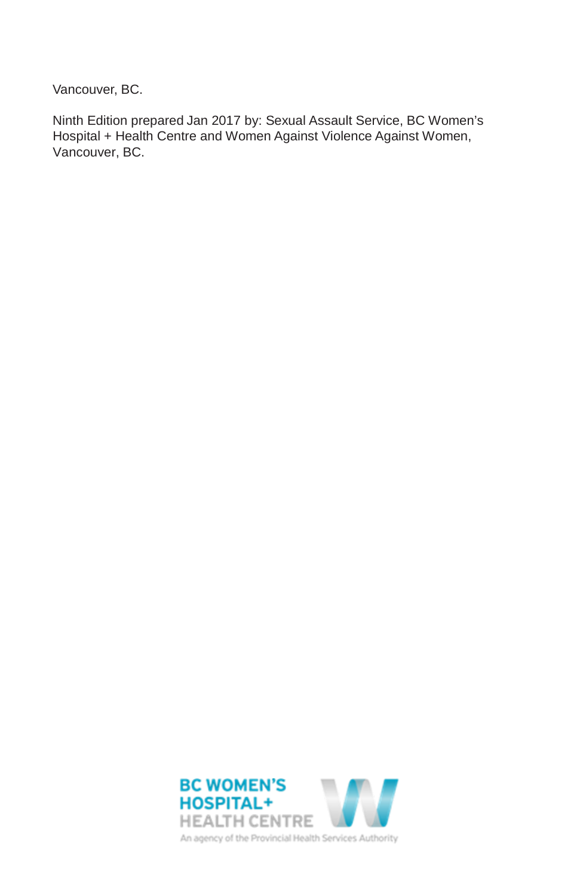Vancouver, BC.

Ninth Edition prepared Jan 2017 by: Sexual Assault Service, BC Women's Hospital + Health Centre and Women Against Violence Against Women, Vancouver, BC.

BC WOMEN'S HOSPITAL+ HEALTH CENTRE

An agency of the Provincial Health Services Authority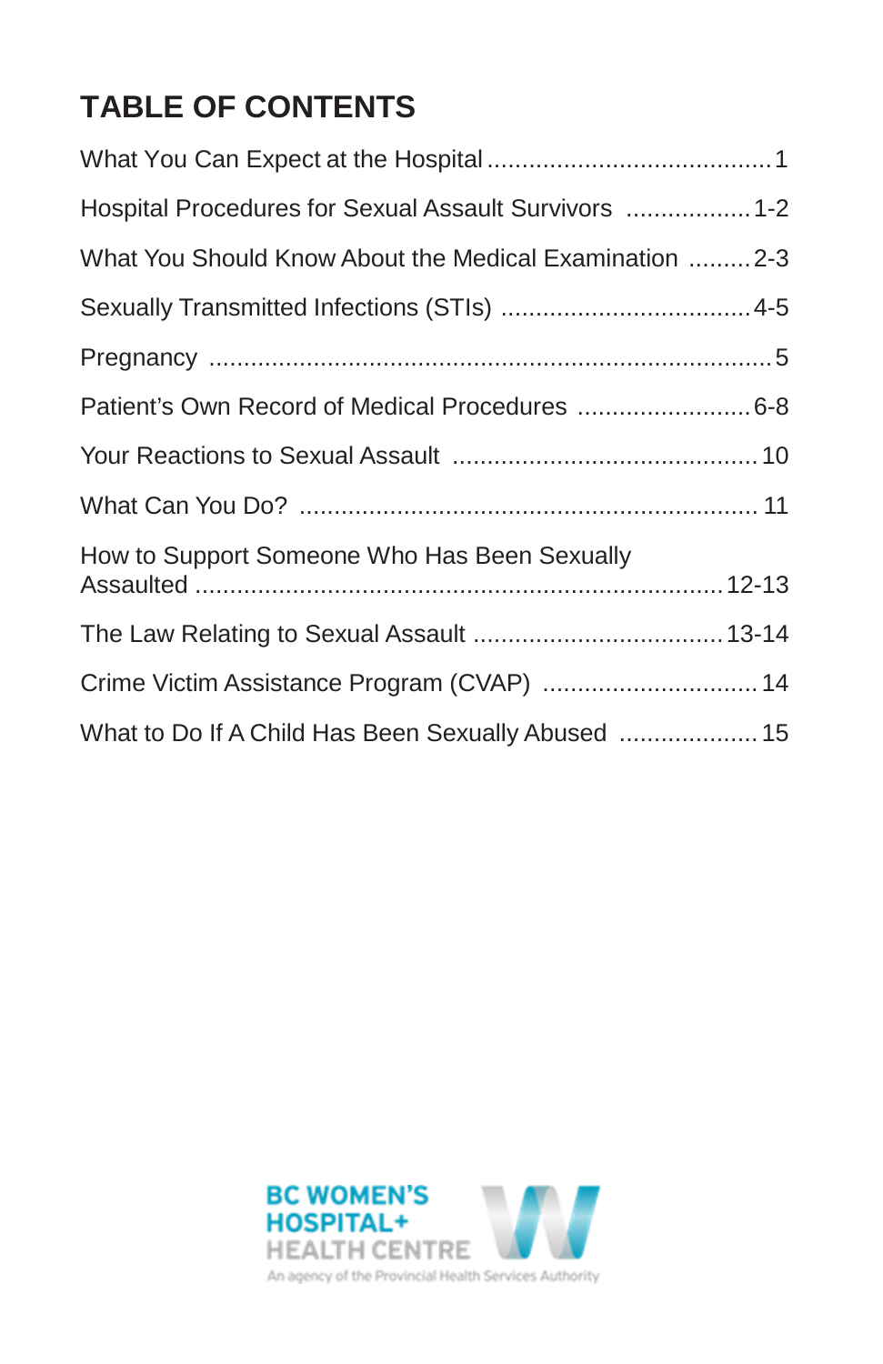# TABLE OF CONTENTS

What You Can Expect at the Hospital ........................................ 1

Hospital Procedures for Sexual Assault Survivors .................. 1-2

What You Should Know About the Medical Examination ......... 2-3

Sexually Transmitted Infections (STIs) ................................... 4-5

Pregnancy ................................................................................ 5

Patient's Own Record of Medical Procedures ......................... 6-8

Your Reactions to Sexual Assault ........................................... 10

What Can You Do? ................................................................ 11

How to Support Someone Who Has Been Sexually Assaulted ................................................................ 12-13

The Law Relating to Sexual Assault .................................... 13-14

Crime Victim Assistance Program (CVAP) .............................. 14

What to Do If A Child Has Been Sexually Abused .................... 15

BC WOMEN'S HOSPITAL+ HEALTH CENTRE
An agency of the Provincial Health Services Authority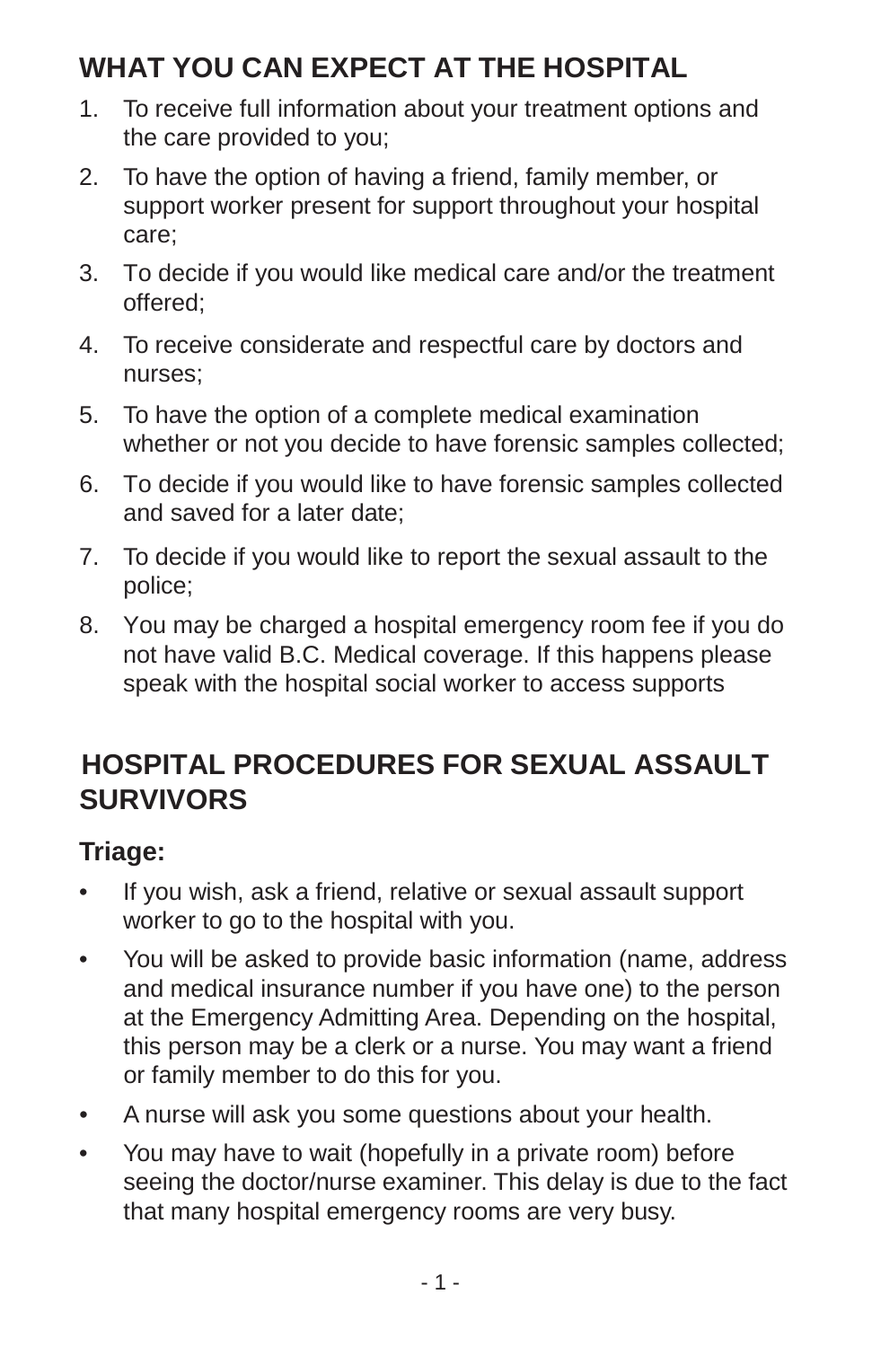## WHAT YOU CAN EXPECT AT THE HOSPITAL

1. To receive full information about your treatment options and the care provided to you;
2. To have the option of having a friend, family member, or support worker present for support throughout your hospital care;
3. To decide if you would like medical care and/or the treatment offered;
4. To receive considerate and respectful care by doctors and nurses;
5. To have the option of a complete medical examination whether or not you decide to have forensic samples collected;
6. To decide if you would like to have forensic samples collected and saved for a later date;
7. To decide if you would like to report the sexual assault to the police;
8. You may be charged a hospital emergency room fee if you do not have valid B.C. Medical coverage. If this happens please speak with the hospital social worker to access supports

## HOSPITAL PROCEDURES FOR SEXUAL ASSAULT SURVIVORS

### Triage:

- If you wish, ask a friend, relative or sexual assault support worker to go to the hospital with you.
- You will be asked to provide basic information (name, address and medical insurance number if you have one) to the person at the Emergency Admitting Area. Depending on the hospital, this person may be a clerk or a nurse. You may want a friend or family member to do this for you.
- A nurse will ask you some questions about your health.
- You may have to wait (hopefully in a private room) before seeing the doctor/nurse examiner. This delay is due to the fact that many hospital emergency rooms are very busy.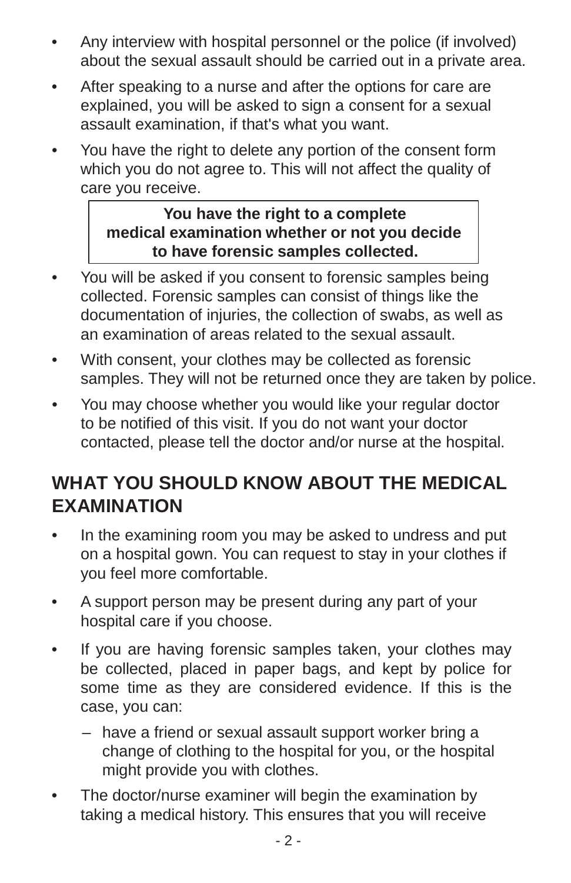- Any interview with hospital personnel or the police (if involved) about the sexual assault should be carried out in a private area.
- After speaking to a nurse and after the options for care are explained, you will be asked to sign a consent for a sexual assault examination, if that's what you want.
- You have the right to delete any portion of the consent form which you do not agree to. This will not affect the quality of care you receive.

**You have the right to a complete medical examination whether or not you decide to have forensic samples collected.**

- You will be asked if you consent to forensic samples being collected. Forensic samples can consist of things like the documentation of injuries, the collection of swabs, as well as an examination of areas related to the sexual assault.
- With consent, your clothes may be collected as forensic samples. They will not be returned once they are taken by police.
- You may choose whether you would like your regular doctor to be notified of this visit. If you do not want your doctor contacted, please tell the doctor and/or nurse at the hospital.

## WHAT YOU SHOULD KNOW ABOUT THE MEDICAL EXAMINATION

- In the examining room you may be asked to undress and put on a hospital gown. You can request to stay in your clothes if you feel more comfortable.
- A support person may be present during any part of your hospital care if you choose.
- If you are having forensic samples taken, your clothes may be collected, placed in paper bags, and kept by police for some time as they are considered evidence. If this is the case, you can:
  - have a friend or sexual assault support worker bring a change of clothing to the hospital for you, or the hospital might provide you with clothes.
- The doctor/nurse examiner will begin the examination by taking a medical history. This ensures that you will receive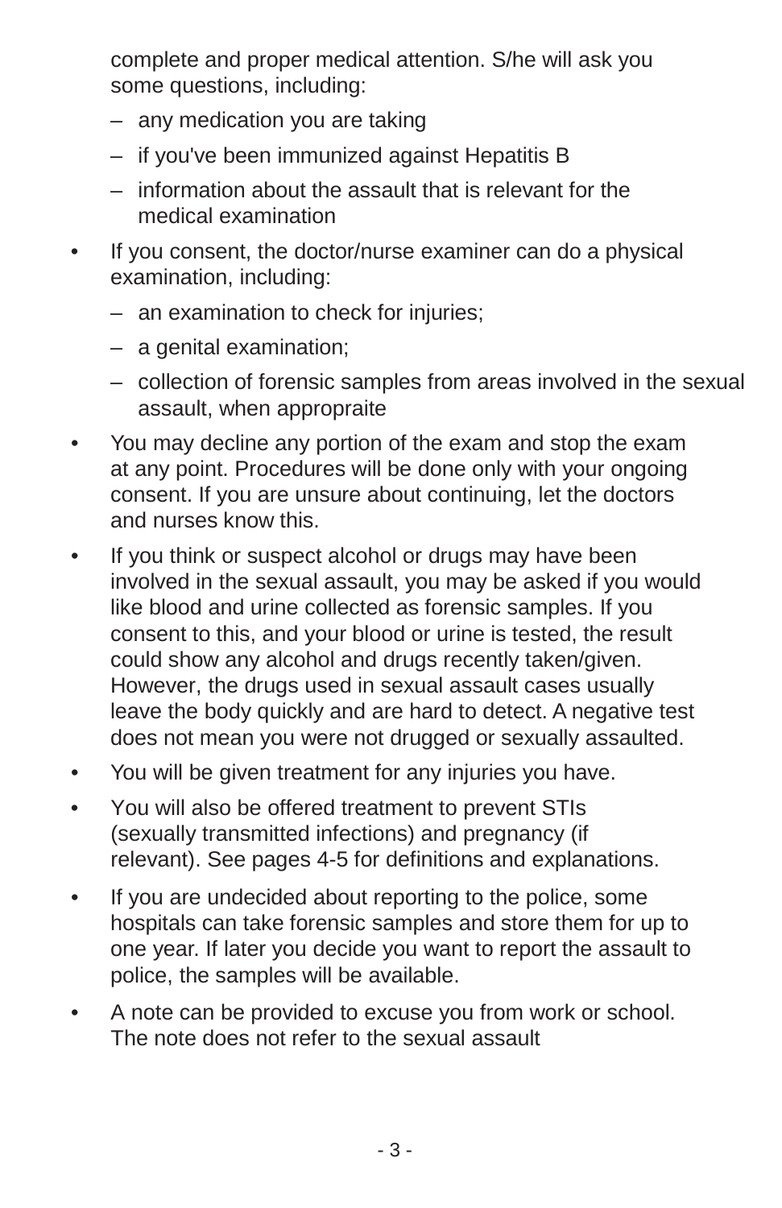complete and proper medical attention. S/he will ask you some questions, including:

  - any medication you are taking
  - if you've been immunized against Hepatitis B
  - information about the assault that is relevant for the medical examination

- If you consent, the doctor/nurse examiner can do a physical examination, including:
  - an examination to check for injuries;
  - a genital examination;
  - collection of forensic samples from areas involved in the sexual assault, when appropraite

- You may decline any portion of the exam and stop the exam at any point. Procedures will be done only with your ongoing consent. If you are unsure about continuing, let the doctors and nurses know this.

- If you think or suspect alcohol or drugs may have been involved in the sexual assault, you may be asked if you would like blood and urine collected as forensic samples. If you consent to this, and your blood or urine is tested, the result could show any alcohol and drugs recently taken/given. However, the drugs used in sexual assault cases usually leave the body quickly and are hard to detect. A negative test does not mean you were not drugged or sexually assaulted.

- You will be given treatment for any injuries you have.

- You will also be offered treatment to prevent STIs (sexually transmitted infections) and pregnancy (if relevant). See pages 4-5 for definitions and explanations.

- If you are undecided about reporting to the police, some hospitals can take forensic samples and store them for up to one year. If later you decide you want to report the assault to police, the samples will be available.

- A note can be provided to excuse you from work or school. The note does not refer to the sexual assault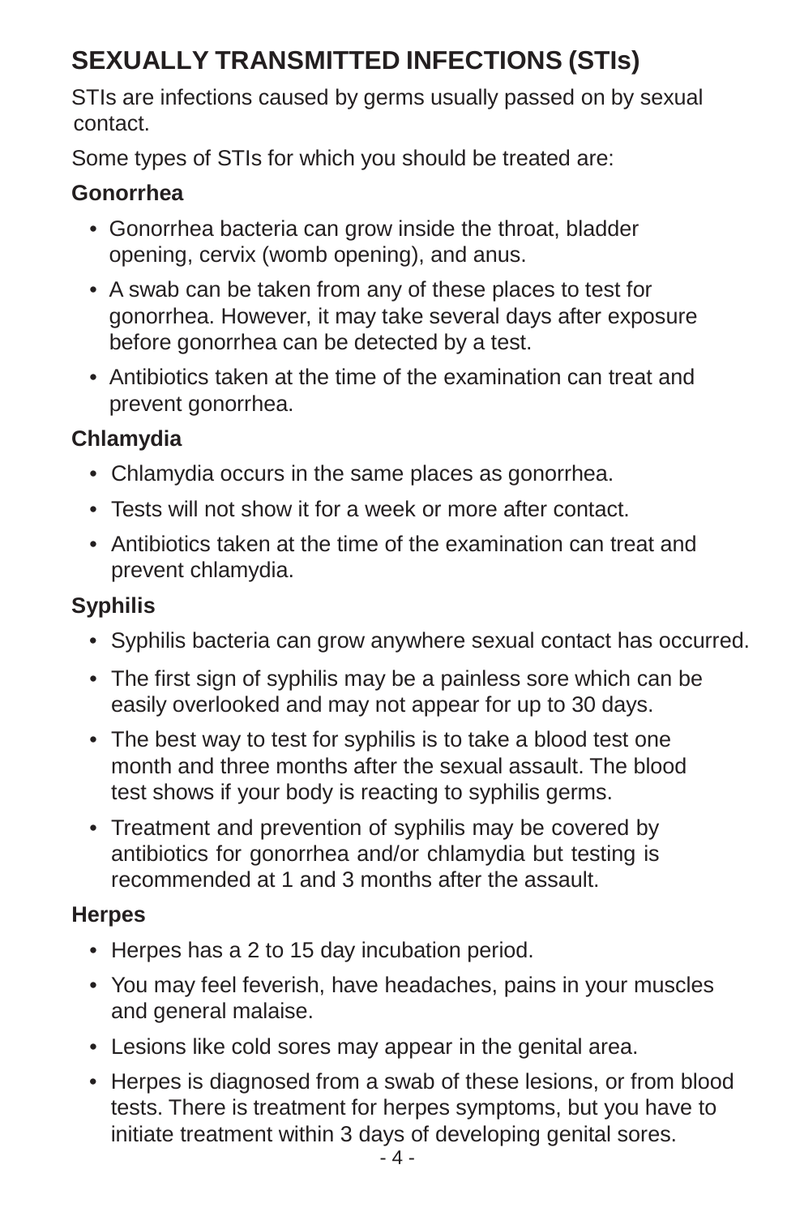## SEXUALLY TRANSMITTED INFECTIONS (STIs)

STIs are infections caused by germs usually passed on by sexual contact.

Some types of STIs for which you should be treated are:

### Gonorrhea

- Gonorrhea bacteria can grow inside the throat, bladder opening, cervix (womb opening), and anus.
- A swab can be taken from any of these places to test for gonorrhea. However, it may take several days after exposure before gonorrhea can be detected by a test.
- Antibiotics taken at the time of the examination can treat and prevent gonorrhea.

### Chlamydia

- Chlamydia occurs in the same places as gonorrhea.
- Tests will not show it for a week or more after contact.
- Antibiotics taken at the time of the examination can treat and prevent chlamydia.

### Syphilis

- Syphilis bacteria can grow anywhere sexual contact has occurred.
- The first sign of syphilis may be a painless sore which can be easily overlooked and may not appear for up to 30 days.
- The best way to test for syphilis is to take a blood test one month and three months after the sexual assault. The blood test shows if your body is reacting to syphilis germs.
- Treatment and prevention of syphilis may be covered by antibiotics for gonorrhea and/or chlamydia but testing is recommended at 1 and 3 months after the assault.

### Herpes

- Herpes has a 2 to 15 day incubation period.
- You may feel feverish, have headaches, pains in your muscles and general malaise.
- Lesions like cold sores may appear in the genital area.
- Herpes is diagnosed from a swab of these lesions, or from blood tests. There is treatment for herpes symptoms, but you have to initiate treatment within 3 days of developing genital sores.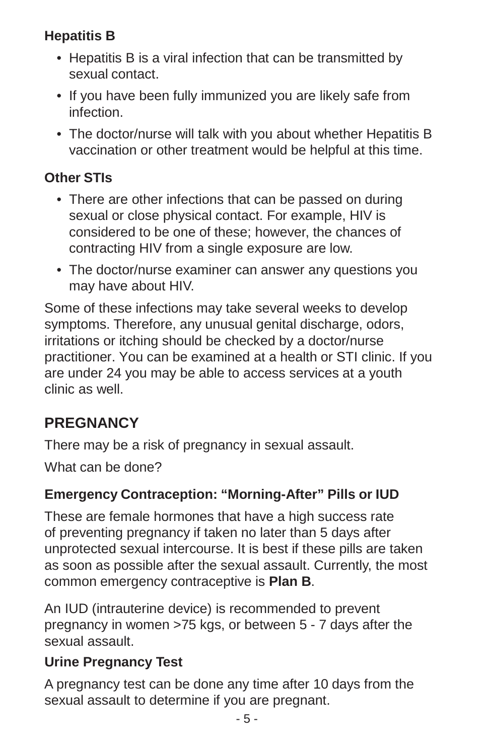### Hepatitis B

- Hepatitis B is a viral infection that can be transmitted by sexual contact.
- If you have been fully immunized you are likely safe from infection.
- The doctor/nurse will talk with you about whether Hepatitis B vaccination or other treatment would be helpful at this time.

### Other STIs

- There are other infections that can be passed on during sexual or close physical contact. For example, HIV is considered to be one of these; however, the chances of contracting HIV from a single exposure are low.
- The doctor/nurse examiner can answer any questions you may have about HIV.

Some of these infections may take several weeks to develop symptoms. Therefore, any unusual genital discharge, odors, irritations or itching should be checked by a doctor/nurse practitioner. You can be examined at a health or STI clinic. If you are under 24 you may be able to access services at a youth clinic as well.

## PREGNANCY

There may be a risk of pregnancy in sexual assault.

What can be done?

### Emergency Contraception: "Morning-After" Pills or IUD

These are female hormones that have a high success rate of preventing pregnancy if taken no later than 5 days after unprotected sexual intercourse. It is best if these pills are taken as soon as possible after the sexual assault. Currently, the most common emergency contraceptive is **Plan B**.

An IUD (intrauterine device) is recommended to prevent pregnancy in women >75 kgs, or between 5 - 7 days after the sexual assault.

### Urine Pregnancy Test

A pregnancy test can be done any time after 10 days from the sexual assault to determine if you are pregnant.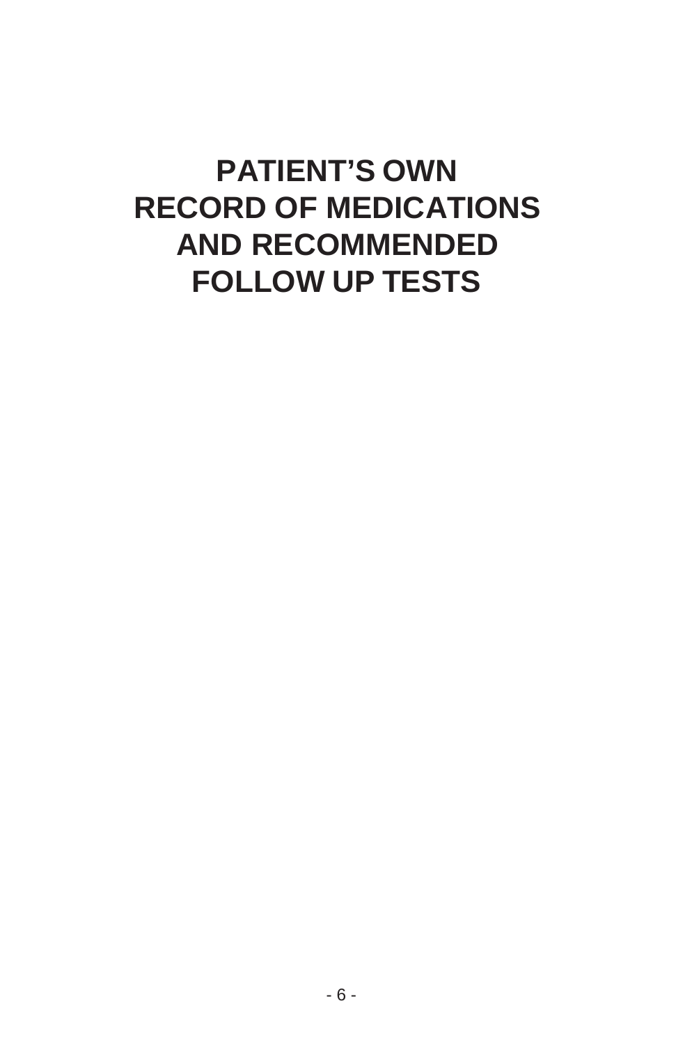# PATIENT'S OWN RECORD OF MEDICATIONS AND RECOMMENDED FOLLOW UP TESTS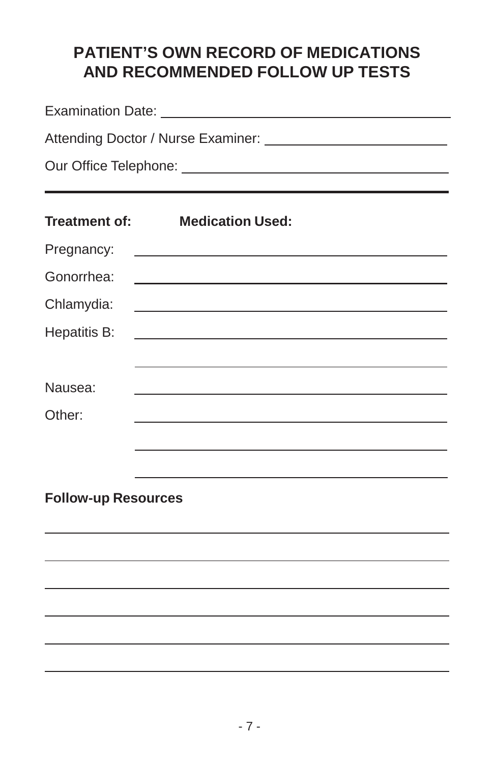# PATIENT'S OWN RECORD OF MEDICATIONS AND RECOMMENDED FOLLOW UP TESTS

Examination Date: ______________________________________

Attending Doctor / Nurse Examiner: ________________________

Our Office Telephone: ___________________________________

---

**Treatment of:** **Medication Used:**

Pregnancy: ______________________________________

Gonorrhea: ______________________________________

Chlamydia: ______________________________________

Hepatitis B: ______________________________________

______________________________________

Nausea: ______________________________________

Other: ______________________________________

______________________________________

______________________________________

**Follow-up Resources**

______________________________________________________

______________________________________________________

______________________________________________________

______________________________________________________

______________________________________________________

______________________________________________________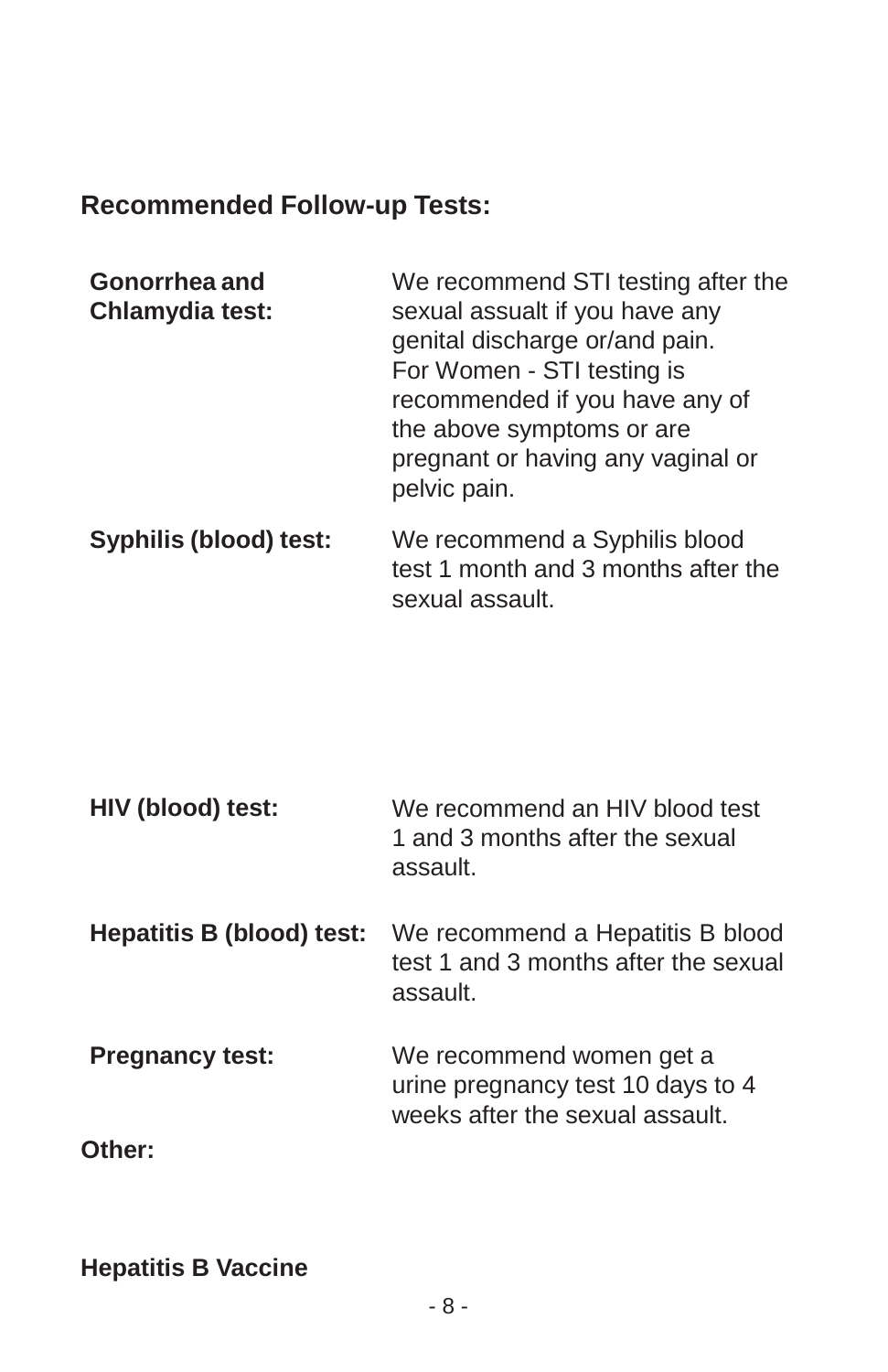## Recommended Follow-up Tests:

| | |
|---|---|
| **Gonorrhea and Chlamydia test:** | We recommend STI testing after the sexual assualt if you have any genital discharge or/and pain. For Women - STI testing is recommended if you have any of the above symptoms or are pregnant or having any vaginal or pelvic pain. |
| **Syphilis (blood) test:** | We recommend a Syphilis blood test 1 month and 3 months after the sexual assault. |
| **HIV (blood) test:** | We recommend an HIV blood test 1 and 3 months after the sexual assault. |
| **Hepatitis B (blood) test:** | We recommend a Hepatitis B blood test 1 and 3 months after the sexual assault. |
| **Pregnancy test:** | We recommend women get a urine pregnancy test 10 days to 4 weeks after the sexual assault. |

**Other:**

**Hepatitis B Vaccine**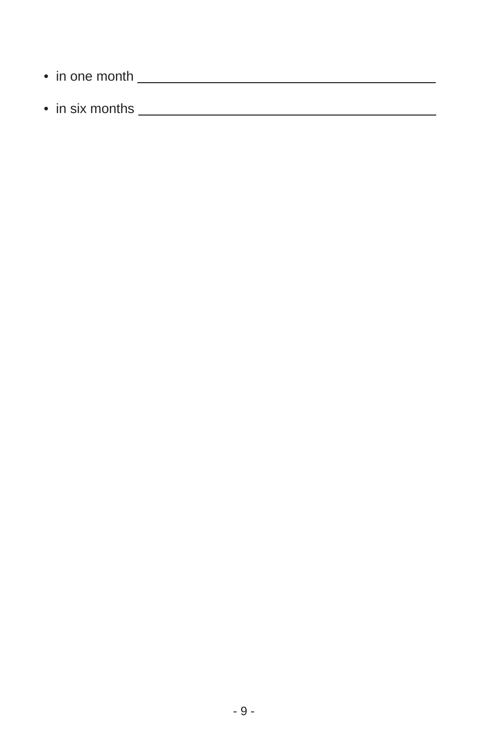- in one month ______________________________________________
- in six months ______________________________________________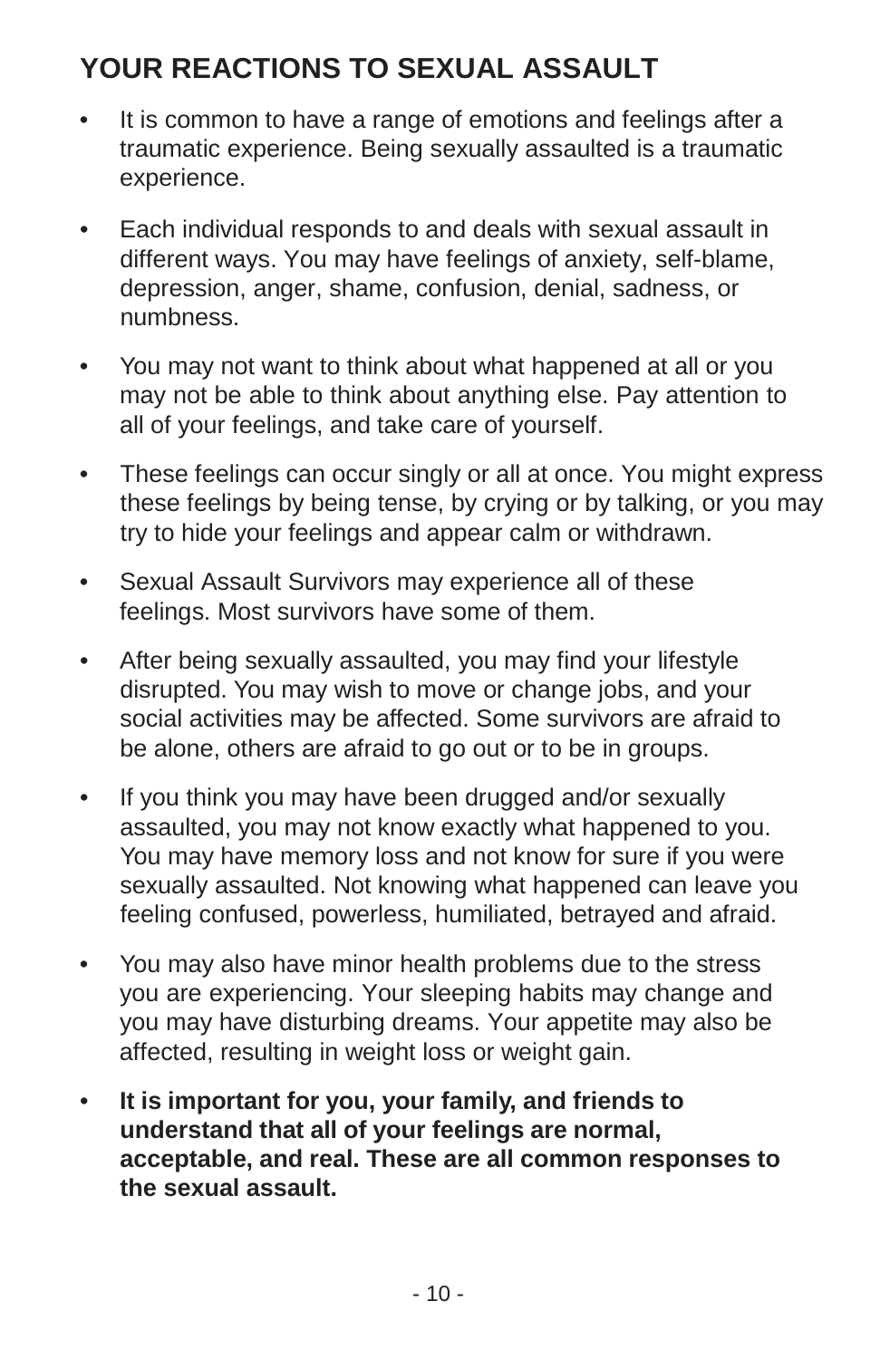## YOUR REACTIONS TO SEXUAL ASSAULT

- It is common to have a range of emotions and feelings after a traumatic experience. Being sexually assaulted is a traumatic experience.
- Each individual responds to and deals with sexual assault in different ways. You may have feelings of anxiety, self-blame, depression, anger, shame, confusion, denial, sadness, or numbness.
- You may not want to think about what happened at all or you may not be able to think about anything else. Pay attention to all of your feelings, and take care of yourself.
- These feelings can occur singly or all at once. You might express these feelings by being tense, by crying or by talking, or you may try to hide your feelings and appear calm or withdrawn.
- Sexual Assault Survivors may experience all of these feelings. Most survivors have some of them.
- After being sexually assaulted, you may find your lifestyle disrupted. You may wish to move or change jobs, and your social activities may be affected. Some survivors are afraid to be alone, others are afraid to go out or to be in groups.
- If you think you may have been drugged and/or sexually assaulted, you may not know exactly what happened to you. You may have memory loss and not know for sure if you were sexually assaulted. Not knowing what happened can leave you feeling confused, powerless, humiliated, betrayed and afraid.
- You may also have minor health problems due to the stress you are experiencing. Your sleeping habits may change and you may have disturbing dreams. Your appetite may also be affected, resulting in weight loss or weight gain.
- **It is important for you, your family, and friends to understand that all of your feelings are normal, acceptable, and real. These are all common responses to the sexual assault.**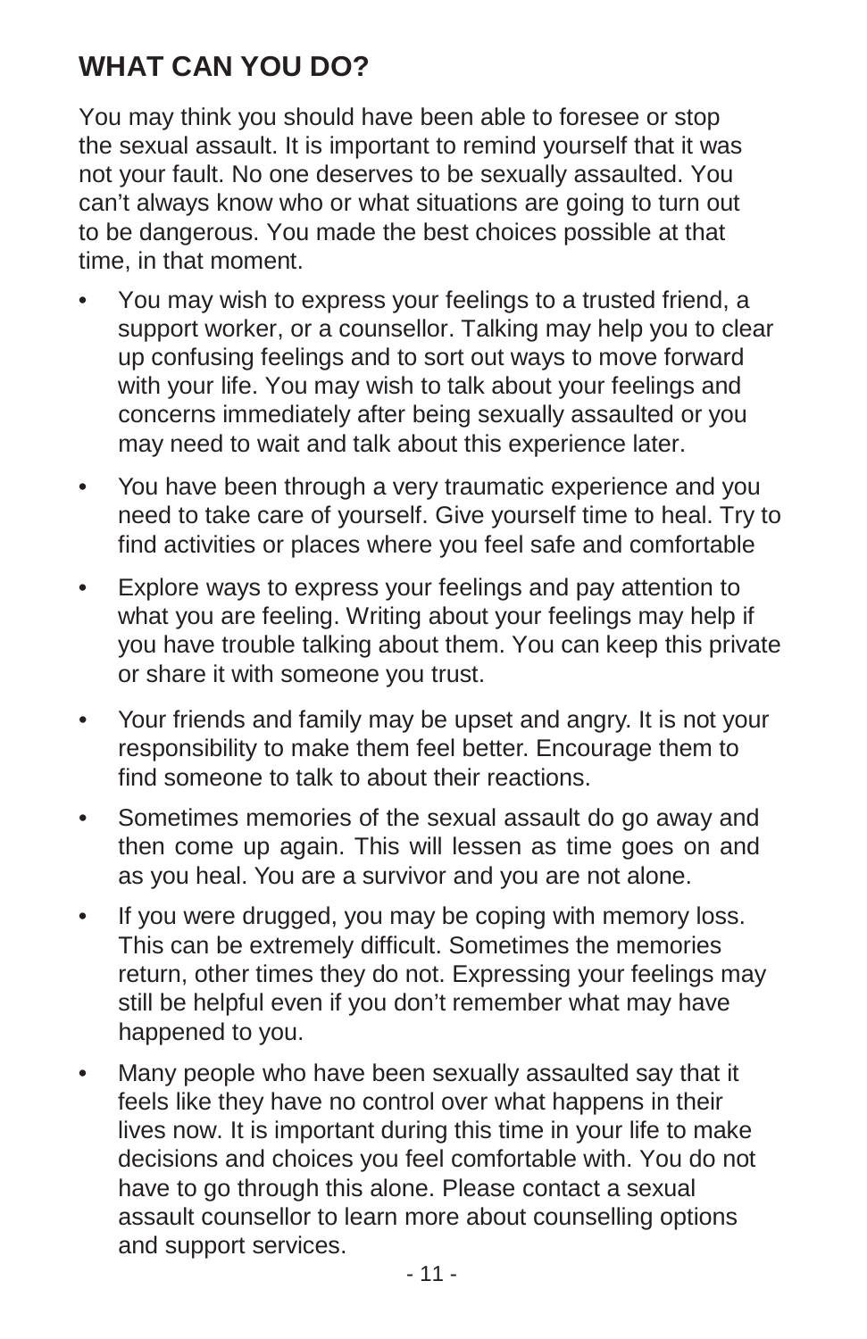## WHAT CAN YOU DO?

You may think you should have been able to foresee or stop the sexual assault. It is important to remind yourself that it was not your fault. No one deserves to be sexually assaulted. You can't always know who or what situations are going to turn out to be dangerous. You made the best choices possible at that time, in that moment.

- You may wish to express your feelings to a trusted friend, a support worker, or a counsellor. Talking may help you to clear up confusing feelings and to sort out ways to move forward with your life. You may wish to talk about your feelings and concerns immediately after being sexually assaulted or you may need to wait and talk about this experience later.
- You have been through a very traumatic experience and you need to take care of yourself. Give yourself time to heal. Try to find activities or places where you feel safe and comfortable
- Explore ways to express your feelings and pay attention to what you are feeling. Writing about your feelings may help if you have trouble talking about them. You can keep this private or share it with someone you trust.
- Your friends and family may be upset and angry. It is not your responsibility to make them feel better. Encourage them to find someone to talk to about their reactions.
- Sometimes memories of the sexual assault do go away and then come up again. This will lessen as time goes on and as you heal. You are a survivor and you are not alone.
- If you were drugged, you may be coping with memory loss. This can be extremely difficult. Sometimes the memories return, other times they do not. Expressing your feelings may still be helpful even if you don't remember what may have happened to you.
- Many people who have been sexually assaulted say that it feels like they have no control over what happens in their lives now. It is important during this time in your life to make decisions and choices you feel comfortable with. You do not have to go through this alone. Please contact a sexual assault counsellor to learn more about counselling options and support services.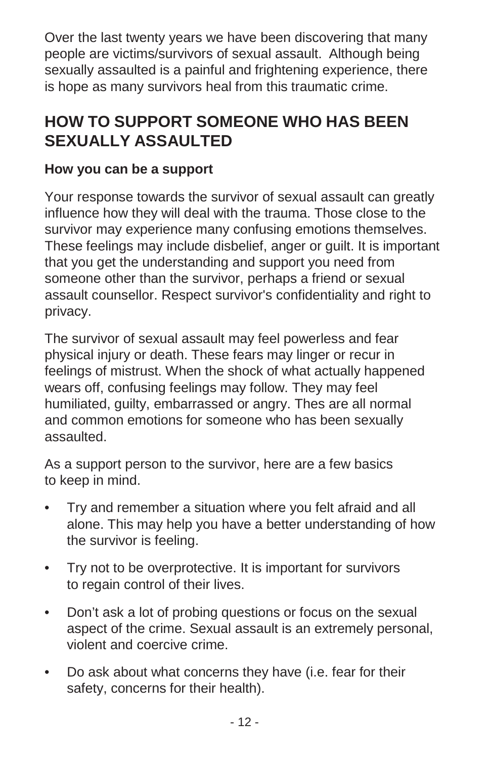Over the last twenty years we have been discovering that many people are victims/survivors of sexual assault. Although being sexually assaulted is a painful and frightening experience, there is hope as many survivors heal from this traumatic crime.

## HOW TO SUPPORT SOMEONE WHO HAS BEEN SEXUALLY ASSAULTED

**How you can be a support**

Your response towards the survivor of sexual assault can greatly influence how they will deal with the trauma. Those close to the survivor may experience many confusing emotions themselves. These feelings may include disbelief, anger or guilt. It is important that you get the understanding and support you need from someone other than the survivor, perhaps a friend or sexual assault counsellor. Respect survivor's confidentiality and right to privacy.

The survivor of sexual assault may feel powerless and fear physical injury or death. These fears may linger or recur in feelings of mistrust. When the shock of what actually happened wears off, confusing feelings may follow. They may feel humiliated, guilty, embarrassed or angry. Thes are all normal and common emotions for someone who has been sexually assaulted.

As a support person to the survivor, here are a few basics to keep in mind.

- Try and remember a situation where you felt afraid and all alone. This may help you have a better understanding of how the survivor is feeling.
- Try not to be overprotective. It is important for survivors to regain control of their lives.
- Don't ask a lot of probing questions or focus on the sexual aspect of the crime. Sexual assault is an extremely personal, violent and coercive crime.
- Do ask about what concerns they have (i.e. fear for their safety, concerns for their health).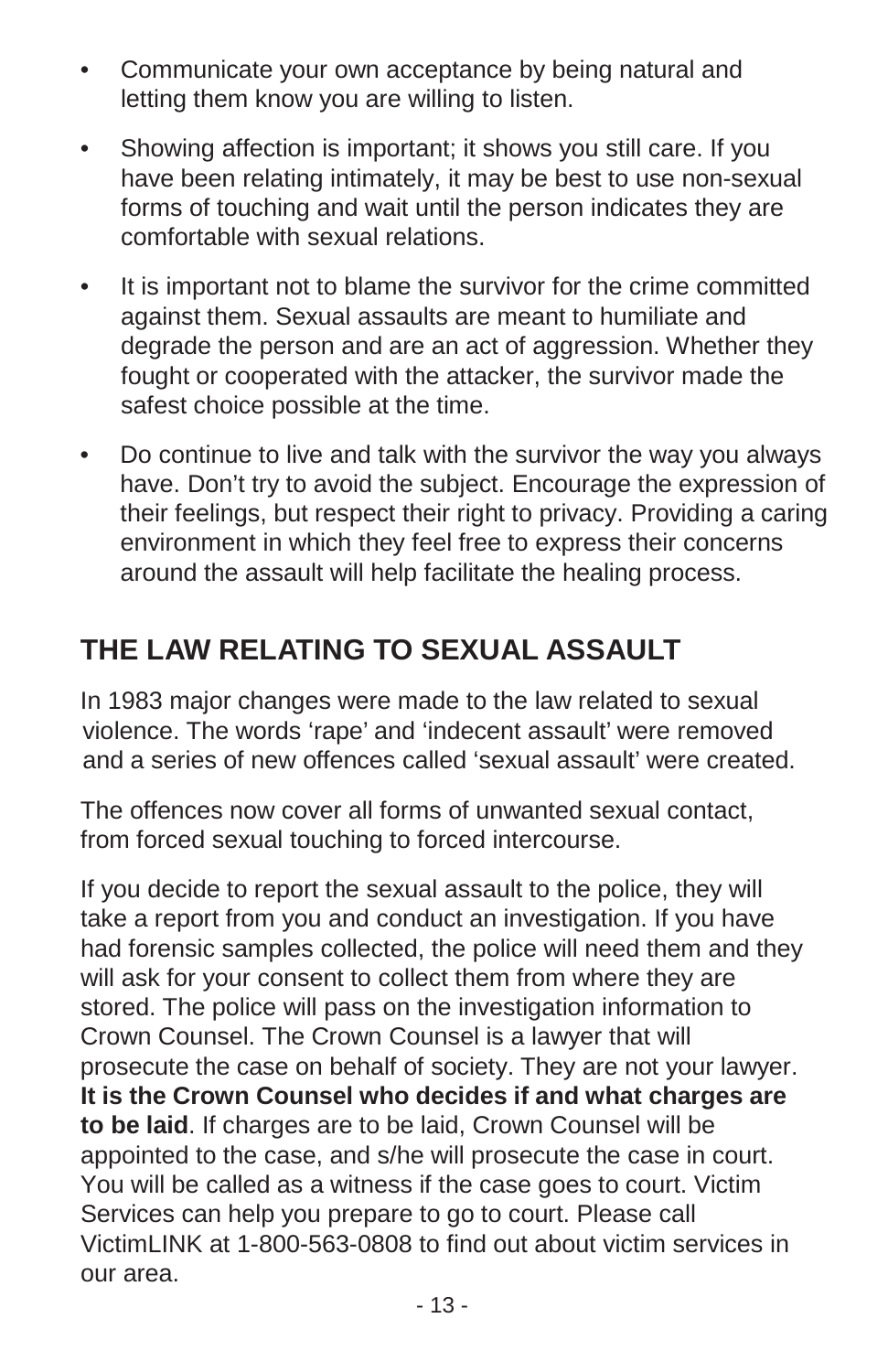- Communicate your own acceptance by being natural and letting them know you are willing to listen.
- Showing affection is important; it shows you still care. If you have been relating intimately, it may be best to use non-sexual forms of touching and wait until the person indicates they are comfortable with sexual relations.
- It is important not to blame the survivor for the crime committed against them. Sexual assaults are meant to humiliate and degrade the person and are an act of aggression. Whether they fought or cooperated with the attacker, the survivor made the safest choice possible at the time.
- Do continue to live and talk with the survivor the way you always have. Don't try to avoid the subject. Encourage the expression of their feelings, but respect their right to privacy. Providing a caring environment in which they feel free to express their concerns around the assault will help facilitate the healing process.

## THE LAW RELATING TO SEXUAL ASSAULT

In 1983 major changes were made to the law related to sexual violence. The words 'rape' and 'indecent assault' were removed and a series of new offences called 'sexual assault' were created.

The offences now cover all forms of unwanted sexual contact, from forced sexual touching to forced intercourse.

If you decide to report the sexual assault to the police, they will take a report from you and conduct an investigation. If you have had forensic samples collected, the police will need them and they will ask for your consent to collect them from where they are stored. The police will pass on the investigation information to Crown Counsel. The Crown Counsel is a lawyer that will prosecute the case on behalf of society. They are not your lawyer. **It is the Crown Counsel who decides if and what charges are to be laid**. If charges are to be laid, Crown Counsel will be appointed to the case, and s/he will prosecute the case in court. You will be called as a witness if the case goes to court. Victim Services can help you prepare to go to court. Please call VictimLINK at 1-800-563-0808 to find out about victim services in our area.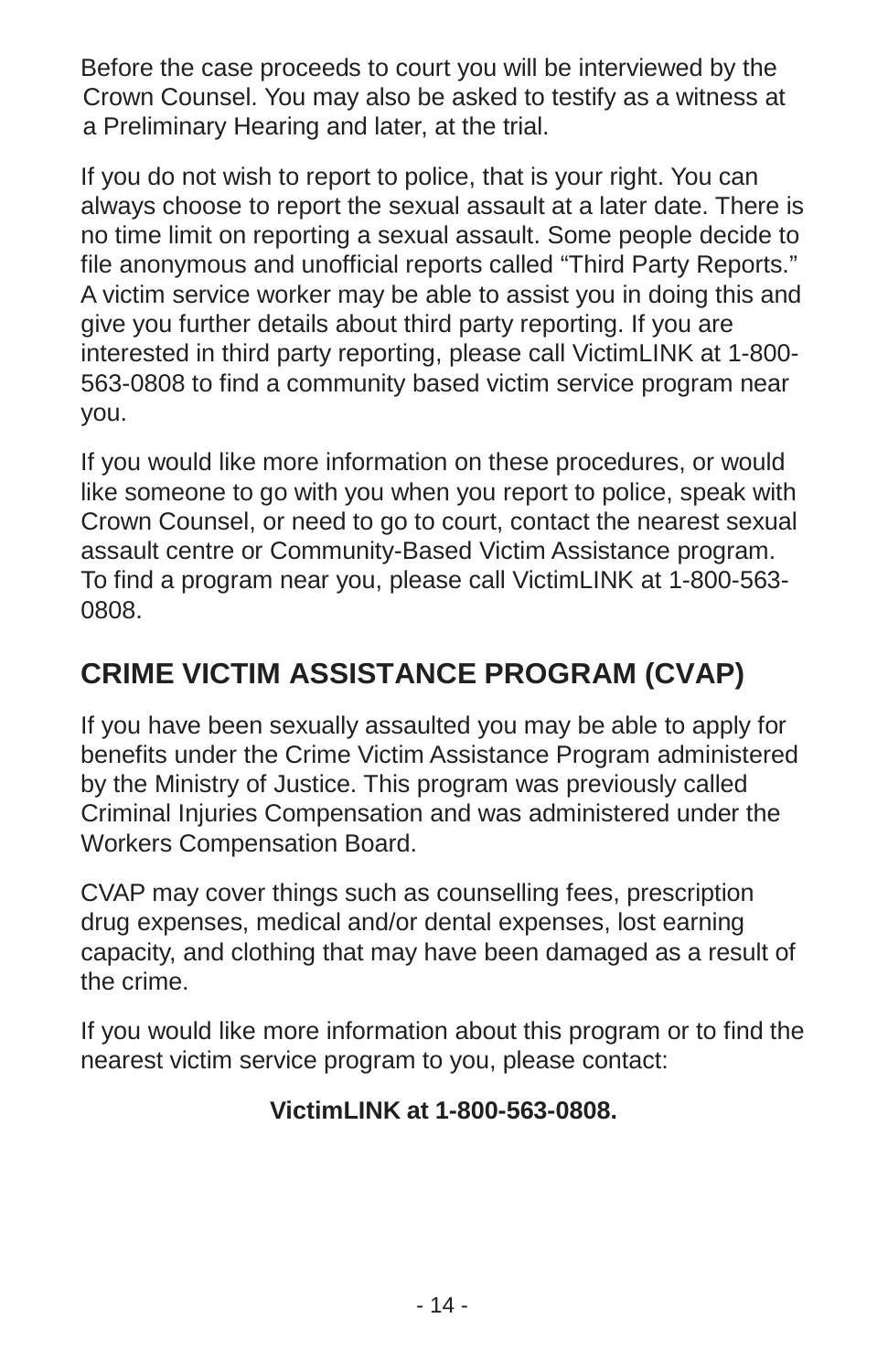Before the case proceeds to court you will be interviewed by the Crown Counsel. You may also be asked to testify as a witness at a Preliminary Hearing and later, at the trial.

If you do not wish to report to police, that is your right. You can always choose to report the sexual assault at a later date. There is no time limit on reporting a sexual assault. Some people decide to file anonymous and unofficial reports called “Third Party Reports.” A victim service worker may be able to assist you in doing this and give you further details about third party reporting. If you are interested in third party reporting, please call VictimLINK at 1-800-563-0808 to find a community based victim service program near you.

If you would like more information on these procedures, or would like someone to go with you when you report to police, speak with Crown Counsel, or need to go to court, contact the nearest sexual assault centre or Community-Based Victim Assistance program. To find a program near you, please call VictimLINK at 1-800-563-0808.

## CRIME VICTIM ASSISTANCE PROGRAM (CVAP)

If you have been sexually assaulted you may be able to apply for benefits under the Crime Victim Assistance Program administered by the Ministry of Justice. This program was previously called Criminal Injuries Compensation and was administered under the Workers Compensation Board.

CVAP may cover things such as counselling fees, prescription drug expenses, medical and/or dental expenses, lost earning capacity, and clothing that may have been damaged as a result of the crime.

If you would like more information about this program or to find the nearest victim service program to you, please contact:

**VictimLINK at 1-800-563-0808.**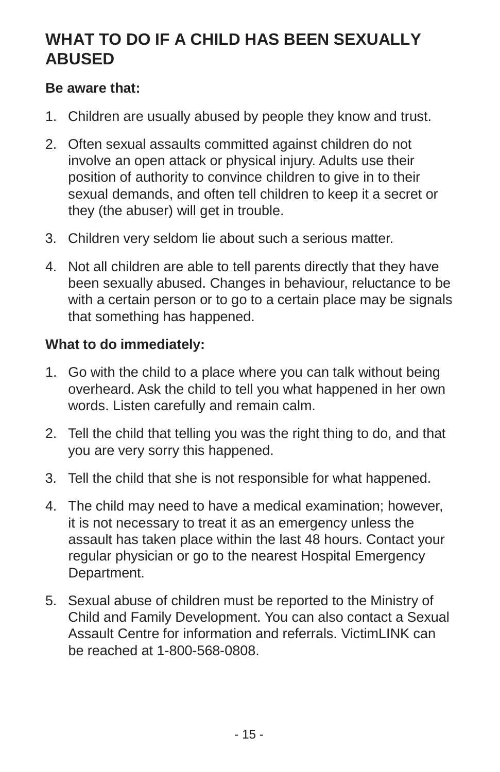## WHAT TO DO IF A CHILD HAS BEEN SEXUALLY ABUSED

**Be aware that:**

1. Children are usually abused by people they know and trust.
2. Often sexual assaults committed against children do not involve an open attack or physical injury. Adults use their position of authority to convince children to give in to their sexual demands, and often tell children to keep it a secret or they (the abuser) will get in trouble.
3. Children very seldom lie about such a serious matter.
4. Not all children are able to tell parents directly that they have been sexually abused. Changes in behaviour, reluctance to be with a certain person or to go to a certain place may be signals that something has happened.

**What to do immediately:**

1. Go with the child to a place where you can talk without being overheard. Ask the child to tell you what happened in her own words. Listen carefully and remain calm.
2. Tell the child that telling you was the right thing to do, and that you are very sorry this happened.
3. Tell the child that she is not responsible for what happened.
4. The child may need to have a medical examination; however, it is not necessary to treat it as an emergency unless the assault has taken place within the last 48 hours. Contact your regular physician or go to the nearest Hospital Emergency Department.
5. Sexual abuse of children must be reported to the Ministry of Child and Family Development. You can also contact a Sexual Assault Centre for information and referrals. VictimLINK can be reached at 1-800-568-0808.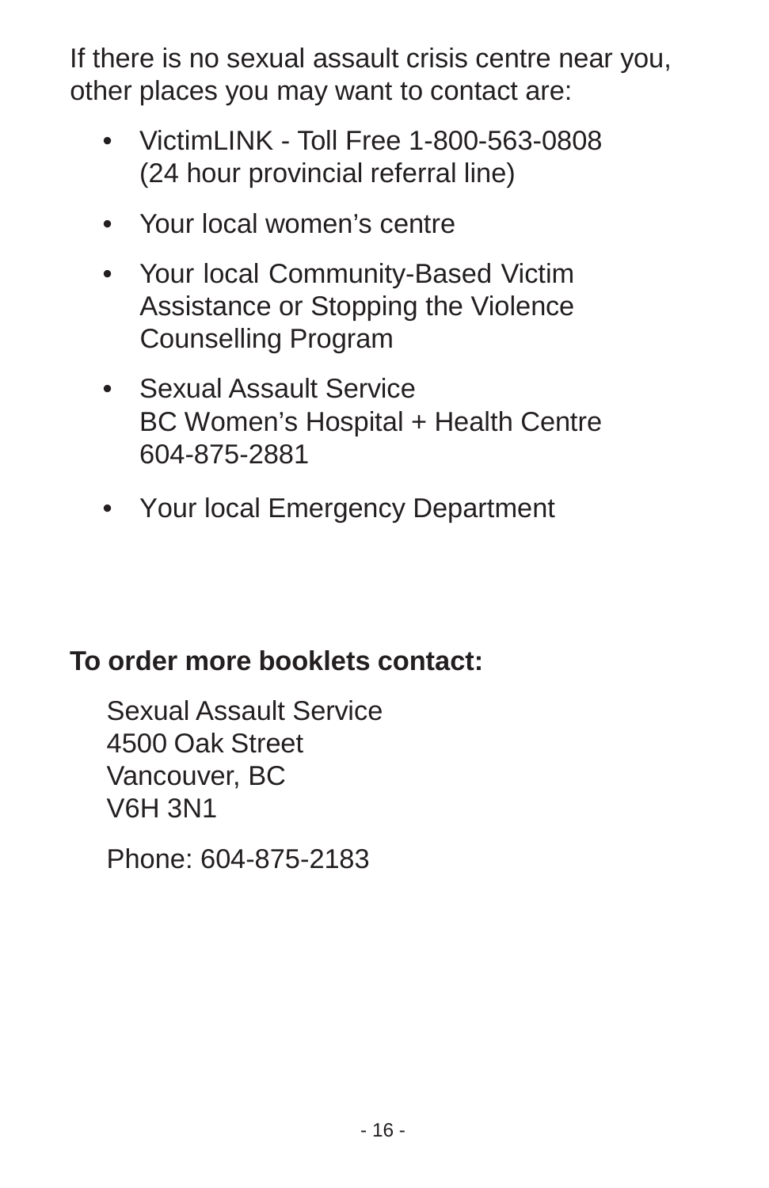If there is no sexual assault crisis centre near you, other places you may want to contact are:

- VictimLINK - Toll Free 1-800-563-0808 (24 hour provincial referral line)
- Your local women's centre
- Your local Community-Based Victim Assistance or Stopping the Violence Counselling Program
- Sexual Assault Service  
  BC Women's Hospital + Health Centre  
  604-875-2881
- Your local Emergency Department

**To order more booklets contact:**

Sexual Assault Service  
4500 Oak Street  
Vancouver, BC  
V6H 3N1

Phone: 604-875-2183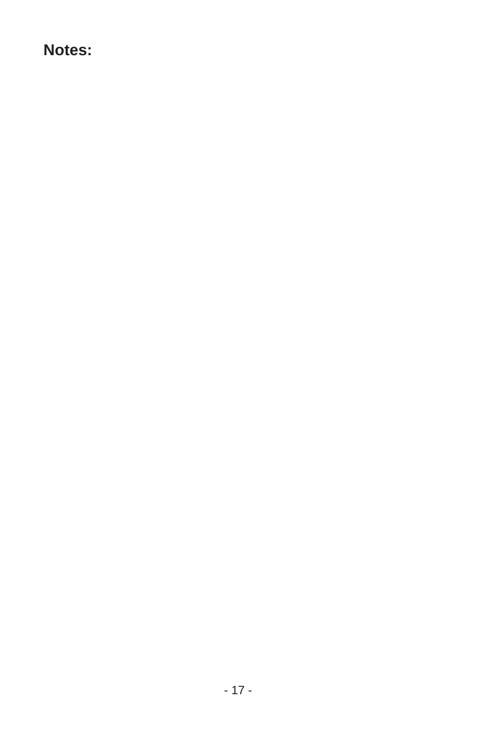**Notes:**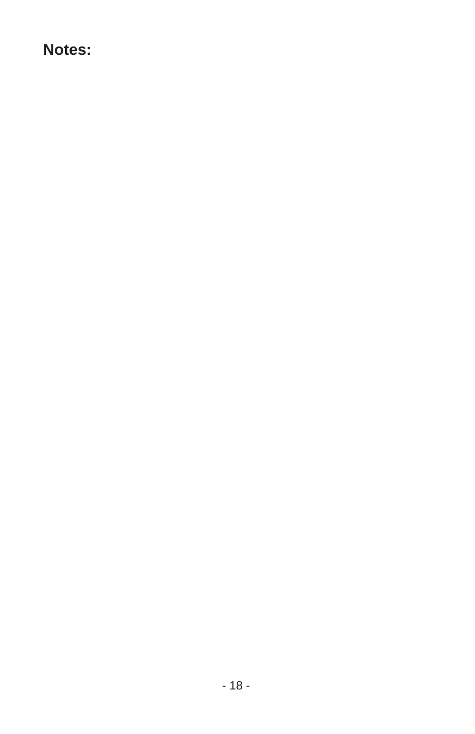**Notes:**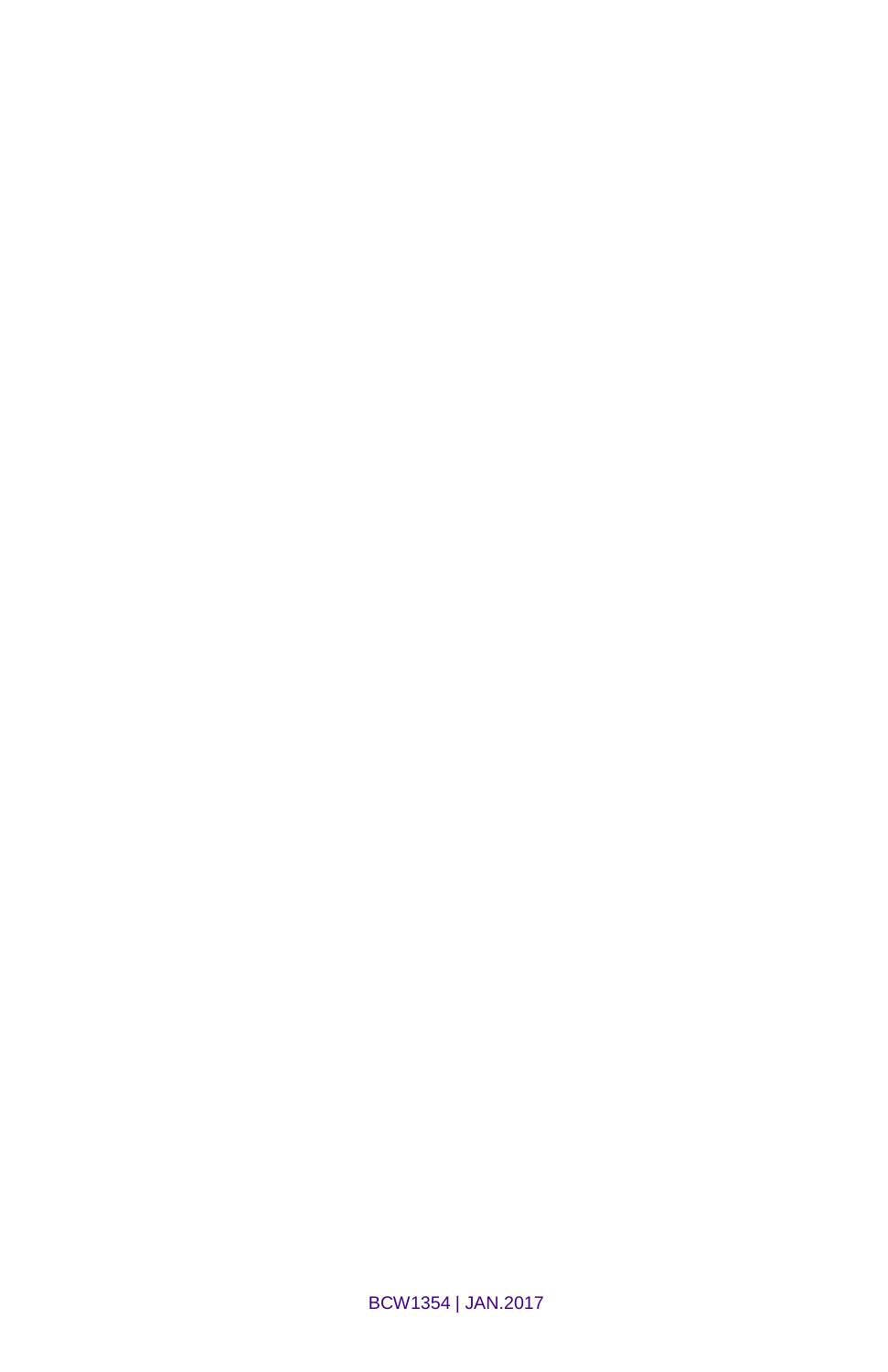BCW1354 | JAN.2017